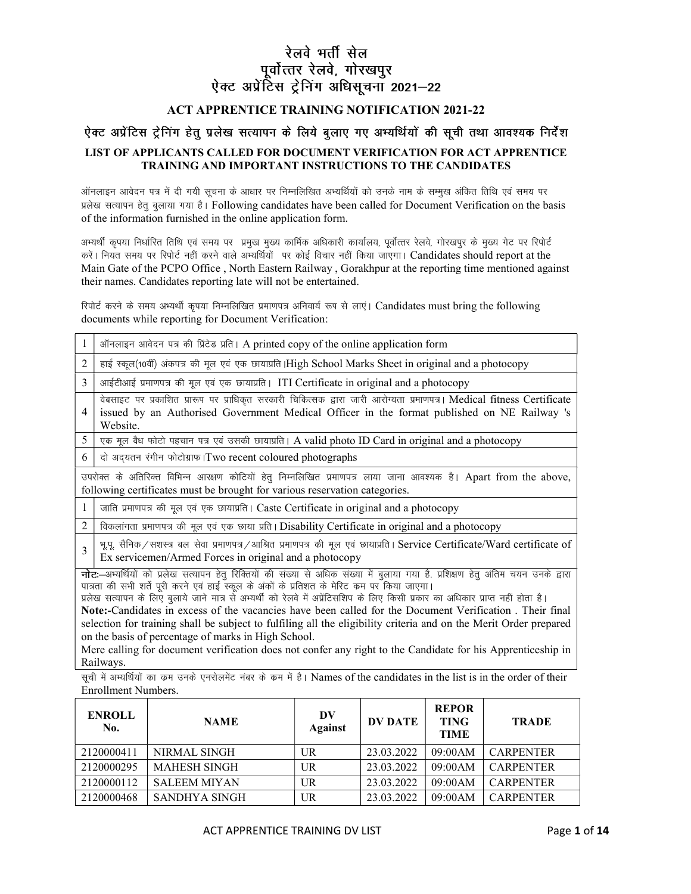# रेलवे भर्ती सेल
# पूर्वोत्तर रेलवे, गोरखपुर
# ऐक्ट अप्रेंटिस ट्रेनिंग अधिसूचना 2021–22

## ACT APPRENTICE TRAINING NOTIFICATION 2021-22

### ऐक्ट अप्रेंटिस ट्रेनिंग हेतु प्रलेख सत्यापन के लिये बुलाए गए अभ्यर्थियों की सूची तथा आवश्यक निर्देश

### LIST OF APPLICANTS CALLED FOR DOCUMENT VERIFICATION FOR ACT APPRENTICE TRAINING AND IMPORTANT INSTRUCTIONS TO THE CANDIDATES

ऑनलाइन आवेदन पत्र में दी गयी सूचना के आधार पर निम्नलिखित अभ्यर्थियों को उनके नाम के सम्मुख अंकित तिथि एवं समय पर प्रलेख सत्यापन हेतु बुलाया गया है। Following candidates have been called for Document Verification on the basis of the information furnished in the online application form.

अभ्यर्थी कृपया निर्धारित तिथि एवं समय पर प्रमुख मुख्य कार्मिक अधिकारी कार्यालय, पूर्वोत्तर रेलवे, गोरखपुर के मुख्य गेट पर रिपोर्ट करें। नियत समय पर रिपोर्ट नहीं करने वाले अभ्यर्थियों पर कोई विचार नहीं किया जाएगा। Candidates should report at the Main Gate of the PCPO Office , North Eastern Railway , Gorakhpur at the reporting time mentioned against their names. Candidates reporting late will not be entertained.

रिपोर्ट करने के समय अभ्यर्थी कृपया निम्नलिखित प्रमाणपत्र अनिवार्य रूप से लाएं। Candidates must bring the following documents while reporting for Document Verification:

| | |
|---|---|
| 1 | ऑनलाइन आवेदन पत्र की प्रिंटेड प्रति। A printed copy of the online application form |
| 2 | हाई स्कूल(10वीं) अंकपत्र की मूल एवं एक छायाप्रति।High School Marks Sheet in original and a photocopy |
| 3 | आईटीआई प्रमाणपत्र की मूल एवं एक छायाप्रति। ITI Certificate in original and a photocopy |
| 4 | वेबसाइट पर प्रकाशित प्रारूप पर प्राधिकृत सरकारी चिकित्सक द्वारा जारी आरोग्यता प्रमाणपत्र। Medical fitness Certificate issued by an Authorised Government Medical Officer in the format published on NE Railway 's Website. |
| 5 | एक मूल वैध फोटो पहचान पत्र एवं उसकी छायाप्रति। A valid photo ID Card in original and a photocopy |
| 6 | दो अद्यतन रंगीन फोटोग्राफ।Two recent coloured photographs |

उपरोक्त के अतिरिक्त विभिन्न आरक्षण कोटियों हेतु निम्नलिखित प्रमाणपत्र लाया जाना आवश्यक है। Apart from the above, following certificates must be brought for various reservation categories.

| | |
|---|---|
| 1 | जाति प्रमाणपत्र की मूल एवं एक छायाप्रति। Caste Certificate in original and a photocopy |
| 2 | विकलांगता प्रमाणपत्र की मूल एवं एक छाया प्रति। Disability Certificate in original and a photocopy |
| 3 | भू.पू. सैनिक/सशस्त्र बल सेवा प्रमाणपत्र/आश्रित प्रमाणपत्र की मूल एवं छायाप्रति। Service Certificate/Ward certificate of Ex servicemen/Armed Forces in original and a photocopy |

**नोटः**–अभ्यर्थियों को प्रलेख सत्यापन हेतु रिक्तियों की संख्या से अधिक संख्या में बुलाया गया है. प्रशिक्षण हेतु अंतिम चयन उनके द्वारा पात्रता की सभी शर्तें पूरी करने एवं हाई स्कूल के अंकों के प्रतिशत के मेरिट क्रम पर किया जाएगा।
प्रलेख सत्यापन के लिए बुलाये जाने मात्र से अभ्यर्थी को रेलवे में अप्रेंटिसशिप के लिए किसी प्रकार का अधिकार प्राप्त नहीं होता है।

**Note:-**Candidates in excess of the vacancies have been called for the Document Verification . Their final selection for training shall be subject to fulfiling all the eligibility criteria and on the Merit Order prepared on the basis of percentage of marks in High School.

Mere calling for document verification does not confer any right to the Candidate for his Apprenticeship in Railways.

सूची में अभ्यर्थियों का क्रम उनके एनरोलमेंट नंबर के क्रम में है। Names of the candidates in the list is in the order of their Enrollment Numbers.

| ENROLL No. | NAME | DV Against | DV DATE | REPORTING TIME | TRADE |
|---|---|---|---|---|---|
| 2120000411 | NIRMAL SINGH | UR | 23.03.2022 | 09:00AM | CARPENTER |
| 2120000295 | MAHESH SINGH | UR | 23.03.2022 | 09:00AM | CARPENTER |
| 2120000112 | SALEEM MIYAN | UR | 23.03.2022 | 09:00AM | CARPENTER |
| 2120000468 | SANDHYA SINGH | UR | 23.03.2022 | 09:00AM | CARPENTER |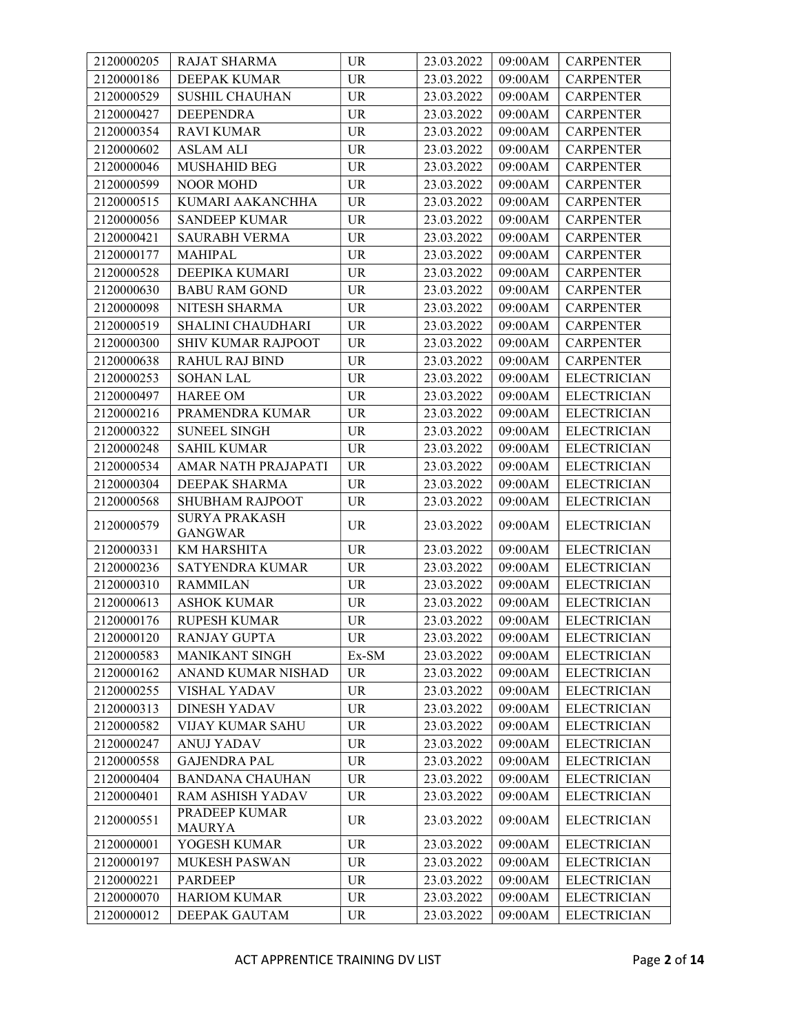| 2120000205 | RAJAT SHARMA | UR | 23.03.2022 | 09:00AM | CARPENTER |
|---|---|---|---|---|---|
| 2120000186 | DEEPAK KUMAR | UR | 23.03.2022 | 09:00AM | CARPENTER |
| 2120000529 | SUSHIL CHAUHAN | UR | 23.03.2022 | 09:00AM | CARPENTER |
| 2120000427 | DEEPENDRA | UR | 23.03.2022 | 09:00AM | CARPENTER |
| 2120000354 | RAVI KUMAR | UR | 23.03.2022 | 09:00AM | CARPENTER |
| 2120000602 | ASLAM ALI | UR | 23.03.2022 | 09:00AM | CARPENTER |
| 2120000046 | MUSHAHID BEG | UR | 23.03.2022 | 09:00AM | CARPENTER |
| 2120000599 | NOOR MOHD | UR | 23.03.2022 | 09:00AM | CARPENTER |
| 2120000515 | KUMARI AAKANCHHA | UR | 23.03.2022 | 09:00AM | CARPENTER |
| 2120000056 | SANDEEP KUMAR | UR | 23.03.2022 | 09:00AM | CARPENTER |
| 2120000421 | SAURABH VERMA | UR | 23.03.2022 | 09:00AM | CARPENTER |
| 2120000177 | MAHIPAL | UR | 23.03.2022 | 09:00AM | CARPENTER |
| 2120000528 | DEEPIKA KUMARI | UR | 23.03.2022 | 09:00AM | CARPENTER |
| 2120000630 | BABU RAM GOND | UR | 23.03.2022 | 09:00AM | CARPENTER |
| 2120000098 | NITESH SHARMA | UR | 23.03.2022 | 09:00AM | CARPENTER |
| 2120000519 | SHALINI CHAUDHARI | UR | 23.03.2022 | 09:00AM | CARPENTER |
| 2120000300 | SHIV KUMAR RAJPOOT | UR | 23.03.2022 | 09:00AM | CARPENTER |
| 2120000638 | RAHUL RAJ BIND | UR | 23.03.2022 | 09:00AM | CARPENTER |
| 2120000253 | SOHAN LAL | UR | 23.03.2022 | 09:00AM | ELECTRICIAN |
| 2120000497 | HAREE OM | UR | 23.03.2022 | 09:00AM | ELECTRICIAN |
| 2120000216 | PRAMENDRA KUMAR | UR | 23.03.2022 | 09:00AM | ELECTRICIAN |
| 2120000322 | SUNEEL SINGH | UR | 23.03.2022 | 09:00AM | ELECTRICIAN |
| 2120000248 | SAHIL KUMAR | UR | 23.03.2022 | 09:00AM | ELECTRICIAN |
| 2120000534 | AMAR NATH PRAJAPATI | UR | 23.03.2022 | 09:00AM | ELECTRICIAN |
| 2120000304 | DEEPAK SHARMA | UR | 23.03.2022 | 09:00AM | ELECTRICIAN |
| 2120000568 | SHUBHAM RAJPOOT | UR | 23.03.2022 | 09:00AM | ELECTRICIAN |
| 2120000579 | SURYA PRAKASH GANGWAR | UR | 23.03.2022 | 09:00AM | ELECTRICIAN |
| 2120000331 | KM HARSHITA | UR | 23.03.2022 | 09:00AM | ELECTRICIAN |
| 2120000236 | SATYENDRA KUMAR | UR | 23.03.2022 | 09:00AM | ELECTRICIAN |
| 2120000310 | RAMMILAN | UR | 23.03.2022 | 09:00AM | ELECTRICIAN |
| 2120000613 | ASHOK KUMAR | UR | 23.03.2022 | 09:00AM | ELECTRICIAN |
| 2120000176 | RUPESH KUMAR | UR | 23.03.2022 | 09:00AM | ELECTRICIAN |
| 2120000120 | RANJAY GUPTA | UR | 23.03.2022 | 09:00AM | ELECTRICIAN |
| 2120000583 | MANIKANT SINGH | Ex-SM | 23.03.2022 | 09:00AM | ELECTRICIAN |
| 2120000162 | ANAND KUMAR NISHAD | UR | 23.03.2022 | 09:00AM | ELECTRICIAN |
| 2120000255 | VISHAL YADAV | UR | 23.03.2022 | 09:00AM | ELECTRICIAN |
| 2120000313 | DINESH YADAV | UR | 23.03.2022 | 09:00AM | ELECTRICIAN |
| 2120000582 | VIJAY KUMAR SAHU | UR | 23.03.2022 | 09:00AM | ELECTRICIAN |
| 2120000247 | ANUJ YADAV | UR | 23.03.2022 | 09:00AM | ELECTRICIAN |
| 2120000558 | GAJENDRA PAL | UR | 23.03.2022 | 09:00AM | ELECTRICIAN |
| 2120000404 | BANDANA CHAUHAN | UR | 23.03.2022 | 09:00AM | ELECTRICIAN |
| 2120000401 | RAM ASHISH YADAV | UR | 23.03.2022 | 09:00AM | ELECTRICIAN |
| 2120000551 | PRADEEP KUMAR MAURYA | UR | 23.03.2022 | 09:00AM | ELECTRICIAN |
| 2120000001 | YOGESH KUMAR | UR | 23.03.2022 | 09:00AM | ELECTRICIAN |
| 2120000197 | MUKESH PASWAN | UR | 23.03.2022 | 09:00AM | ELECTRICIAN |
| 2120000221 | PARDEEP | UR | 23.03.2022 | 09:00AM | ELECTRICIAN |
| 2120000070 | HARIOM KUMAR | UR | 23.03.2022 | 09:00AM | ELECTRICIAN |
| 2120000012 | DEEPAK GAUTAM | UR | 23.03.2022 | 09:00AM | ELECTRICIAN |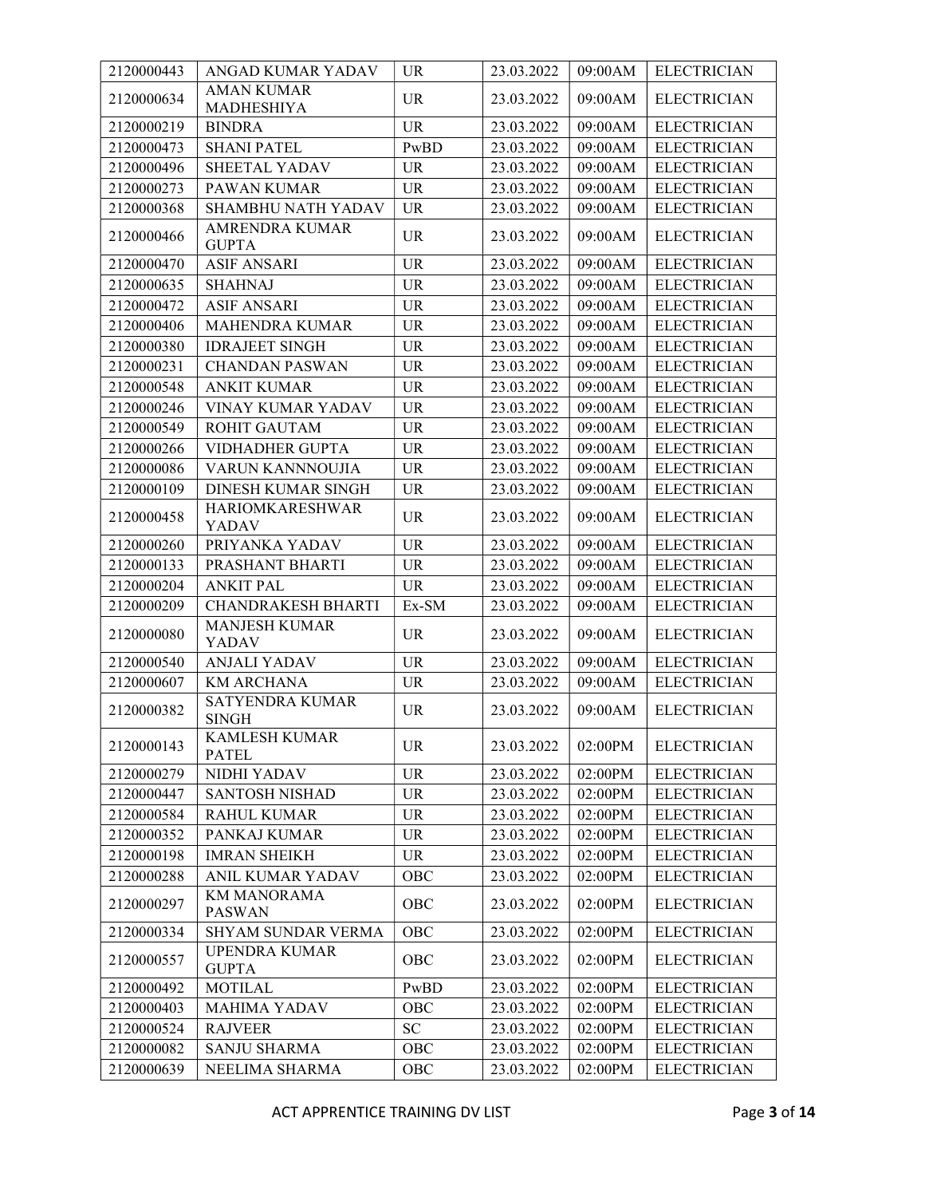| | | | | | |
|---|---|---|---|---|---|
| 2120000443 | ANGAD KUMAR YADAV | UR | 23.03.2022 | 09:00AM | ELECTRICIAN |
| 2120000634 | AMAN KUMAR MADHESHIYA | UR | 23.03.2022 | 09:00AM | ELECTRICIAN |
| 2120000219 | BINDRA | UR | 23.03.2022 | 09:00AM | ELECTRICIAN |
| 2120000473 | SHANI PATEL | PwBD | 23.03.2022 | 09:00AM | ELECTRICIAN |
| 2120000496 | SHEETAL YADAV | UR | 23.03.2022 | 09:00AM | ELECTRICIAN |
| 2120000273 | PAWAN KUMAR | UR | 23.03.2022 | 09:00AM | ELECTRICIAN |
| 2120000368 | SHAMBHU NATH YADAV | UR | 23.03.2022 | 09:00AM | ELECTRICIAN |
| 2120000466 | AMRENDRA KUMAR GUPTA | UR | 23.03.2022 | 09:00AM | ELECTRICIAN |
| 2120000470 | ASIF ANSARI | UR | 23.03.2022 | 09:00AM | ELECTRICIAN |
| 2120000635 | SHAHNAJ | UR | 23.03.2022 | 09:00AM | ELECTRICIAN |
| 2120000472 | ASIF ANSARI | UR | 23.03.2022 | 09:00AM | ELECTRICIAN |
| 2120000406 | MAHENDRA KUMAR | UR | 23.03.2022 | 09:00AM | ELECTRICIAN |
| 2120000380 | IDRAJEET SINGH | UR | 23.03.2022 | 09:00AM | ELECTRICIAN |
| 2120000231 | CHANDAN PASWAN | UR | 23.03.2022 | 09:00AM | ELECTRICIAN |
| 2120000548 | ANKIT KUMAR | UR | 23.03.2022 | 09:00AM | ELECTRICIAN |
| 2120000246 | VINAY KUMAR YADAV | UR | 23.03.2022 | 09:00AM | ELECTRICIAN |
| 2120000549 | ROHIT GAUTAM | UR | 23.03.2022 | 09:00AM | ELECTRICIAN |
| 2120000266 | VIDHADHER GUPTA | UR | 23.03.2022 | 09:00AM | ELECTRICIAN |
| 2120000086 | VARUN KANNNOUJIA | UR | 23.03.2022 | 09:00AM | ELECTRICIAN |
| 2120000109 | DINESH KUMAR SINGH | UR | 23.03.2022 | 09:00AM | ELECTRICIAN |
| 2120000458 | HARIOMKARESHWAR YADAV | UR | 23.03.2022 | 09:00AM | ELECTRICIAN |
| 2120000260 | PRIYANKA YADAV | UR | 23.03.2022 | 09:00AM | ELECTRICIAN |
| 2120000133 | PRASHANT BHARTI | UR | 23.03.2022 | 09:00AM | ELECTRICIAN |
| 2120000204 | ANKIT PAL | UR | 23.03.2022 | 09:00AM | ELECTRICIAN |
| 2120000209 | CHANDRAKESH BHARTI | Ex-SM | 23.03.2022 | 09:00AM | ELECTRICIAN |
| 2120000080 | MANJESH KUMAR YADAV | UR | 23.03.2022 | 09:00AM | ELECTRICIAN |
| 2120000540 | ANJALI YADAV | UR | 23.03.2022 | 09:00AM | ELECTRICIAN |
| 2120000607 | KM ARCHANA | UR | 23.03.2022 | 09:00AM | ELECTRICIAN |
| 2120000382 | SATYENDRA KUMAR SINGH | UR | 23.03.2022 | 09:00AM | ELECTRICIAN |
| 2120000143 | KAMLESH KUMAR PATEL | UR | 23.03.2022 | 02:00PM | ELECTRICIAN |
| 2120000279 | NIDHI YADAV | UR | 23.03.2022 | 02:00PM | ELECTRICIAN |
| 2120000447 | SANTOSH NISHAD | UR | 23.03.2022 | 02:00PM | ELECTRICIAN |
| 2120000584 | RAHUL KUMAR | UR | 23.03.2022 | 02:00PM | ELECTRICIAN |
| 2120000352 | PANKAJ KUMAR | UR | 23.03.2022 | 02:00PM | ELECTRICIAN |
| 2120000198 | IMRAN SHEIKH | UR | 23.03.2022 | 02:00PM | ELECTRICIAN |
| 2120000288 | ANIL KUMAR YADAV | OBC | 23.03.2022 | 02:00PM | ELECTRICIAN |
| 2120000297 | KM MANORAMA PASWAN | OBC | 23.03.2022 | 02:00PM | ELECTRICIAN |
| 2120000334 | SHYAM SUNDAR VERMA | OBC | 23.03.2022 | 02:00PM | ELECTRICIAN |
| 2120000557 | UPENDRA KUMAR GUPTA | OBC | 23.03.2022 | 02:00PM | ELECTRICIAN |
| 2120000492 | MOTILAL | PwBD | 23.03.2022 | 02:00PM | ELECTRICIAN |
| 2120000403 | MAHIMA YADAV | OBC | 23.03.2022 | 02:00PM | ELECTRICIAN |
| 2120000524 | RAJVEER | SC | 23.03.2022 | 02:00PM | ELECTRICIAN |
| 2120000082 | SANJU SHARMA | OBC | 23.03.2022 | 02:00PM | ELECTRICIAN |
| 2120000639 | NEELIMA SHARMA | OBC | 23.03.2022 | 02:00PM | ELECTRICIAN |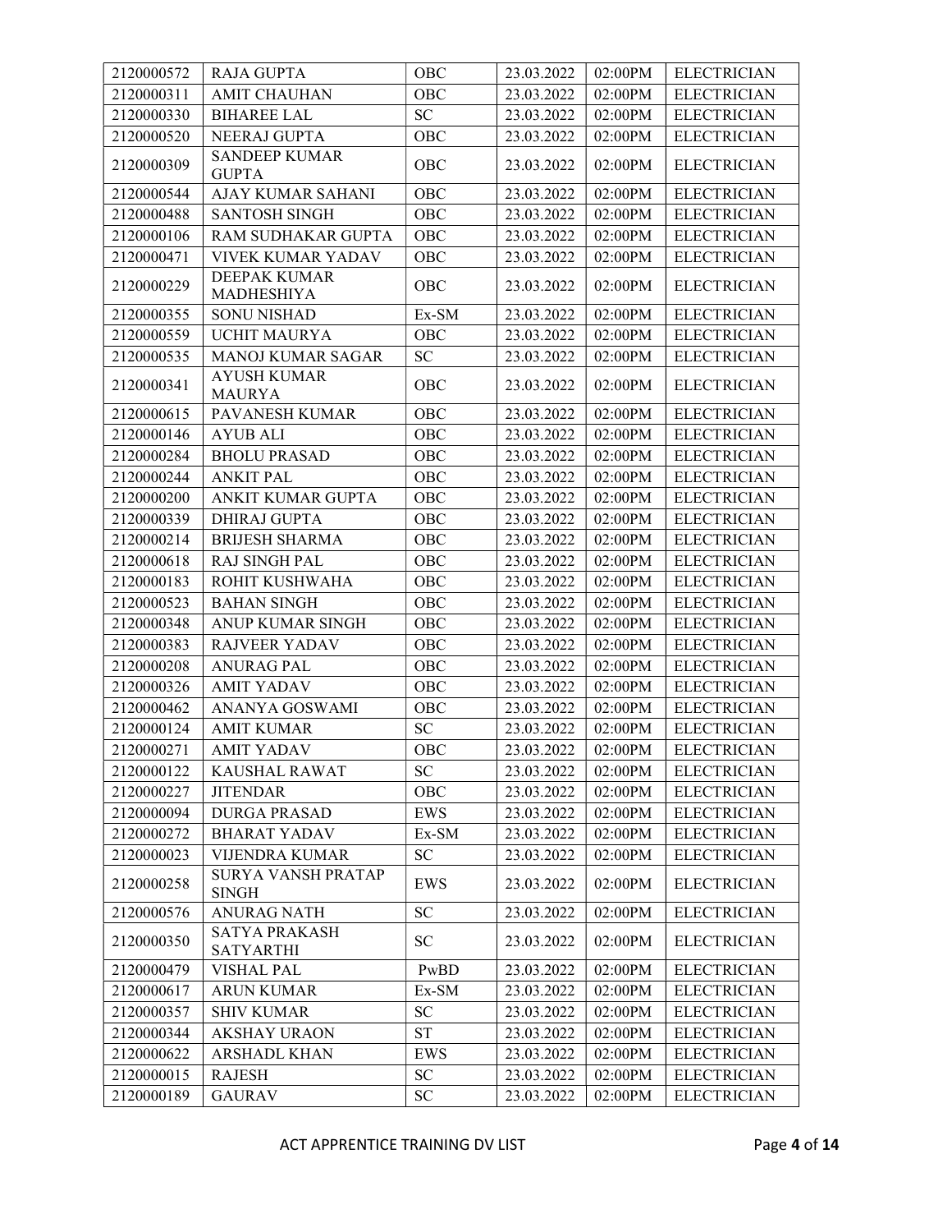| 2120000572 | RAJA GUPTA | OBC | 23.03.2022 | 02:00PM | ELECTRICIAN |
|---|---|---|---|---|---|
| 2120000311 | AMIT CHAUHAN | OBC | 23.03.2022 | 02:00PM | ELECTRICIAN |
| 2120000330 | BIHAREE LAL | SC | 23.03.2022 | 02:00PM | ELECTRICIAN |
| 2120000520 | NEERAJ GUPTA | OBC | 23.03.2022 | 02:00PM | ELECTRICIAN |
| 2120000309 | SANDEEP KUMAR GUPTA | OBC | 23.03.2022 | 02:00PM | ELECTRICIAN |
| 2120000544 | AJAY KUMAR SAHANI | OBC | 23.03.2022 | 02:00PM | ELECTRICIAN |
| 2120000488 | SANTOSH SINGH | OBC | 23.03.2022 | 02:00PM | ELECTRICIAN |
| 2120000106 | RAM SUDHAKAR GUPTA | OBC | 23.03.2022 | 02:00PM | ELECTRICIAN |
| 2120000471 | VIVEK KUMAR YADAV | OBC | 23.03.2022 | 02:00PM | ELECTRICIAN |
| 2120000229 | DEEPAK KUMAR MADHESHIYA | OBC | 23.03.2022 | 02:00PM | ELECTRICIAN |
| 2120000355 | SONU NISHAD | Ex-SM | 23.03.2022 | 02:00PM | ELECTRICIAN |
| 2120000559 | UCHIT MAURYA | OBC | 23.03.2022 | 02:00PM | ELECTRICIAN |
| 2120000535 | MANOJ KUMAR SAGAR | SC | 23.03.2022 | 02:00PM | ELECTRICIAN |
| 2120000341 | AYUSH KUMAR MAURYA | OBC | 23.03.2022 | 02:00PM | ELECTRICIAN |
| 2120000615 | PAVANESH KUMAR | OBC | 23.03.2022 | 02:00PM | ELECTRICIAN |
| 2120000146 | AYUB ALI | OBC | 23.03.2022 | 02:00PM | ELECTRICIAN |
| 2120000284 | BHOLU PRASAD | OBC | 23.03.2022 | 02:00PM | ELECTRICIAN |
| 2120000244 | ANKIT PAL | OBC | 23.03.2022 | 02:00PM | ELECTRICIAN |
| 2120000200 | ANKIT KUMAR GUPTA | OBC | 23.03.2022 | 02:00PM | ELECTRICIAN |
| 2120000339 | DHIRAJ GUPTA | OBC | 23.03.2022 | 02:00PM | ELECTRICIAN |
| 2120000214 | BRIJESH SHARMA | OBC | 23.03.2022 | 02:00PM | ELECTRICIAN |
| 2120000618 | RAJ SINGH PAL | OBC | 23.03.2022 | 02:00PM | ELECTRICIAN |
| 2120000183 | ROHIT KUSHWAHA | OBC | 23.03.2022 | 02:00PM | ELECTRICIAN |
| 2120000523 | BAHAN SINGH | OBC | 23.03.2022 | 02:00PM | ELECTRICIAN |
| 2120000348 | ANUP KUMAR SINGH | OBC | 23.03.2022 | 02:00PM | ELECTRICIAN |
| 2120000383 | RAJVEER YADAV | OBC | 23.03.2022 | 02:00PM | ELECTRICIAN |
| 2120000208 | ANURAG PAL | OBC | 23.03.2022 | 02:00PM | ELECTRICIAN |
| 2120000326 | AMIT YADAV | OBC | 23.03.2022 | 02:00PM | ELECTRICIAN |
| 2120000462 | ANANYA GOSWAMI | OBC | 23.03.2022 | 02:00PM | ELECTRICIAN |
| 2120000124 | AMIT KUMAR | SC | 23.03.2022 | 02:00PM | ELECTRICIAN |
| 2120000271 | AMIT YADAV | OBC | 23.03.2022 | 02:00PM | ELECTRICIAN |
| 2120000122 | KAUSHAL RAWAT | SC | 23.03.2022 | 02:00PM | ELECTRICIAN |
| 2120000227 | JITENDAR | OBC | 23.03.2022 | 02:00PM | ELECTRICIAN |
| 2120000094 | DURGA PRASAD | EWS | 23.03.2022 | 02:00PM | ELECTRICIAN |
| 2120000272 | BHARAT YADAV | Ex-SM | 23.03.2022 | 02:00PM | ELECTRICIAN |
| 2120000023 | VIJENDRA KUMAR | SC | 23.03.2022 | 02:00PM | ELECTRICIAN |
| 2120000258 | SURYA VANSH PRATAP SINGH | EWS | 23.03.2022 | 02:00PM | ELECTRICIAN |
| 2120000576 | ANURAG NATH | SC | 23.03.2022 | 02:00PM | ELECTRICIAN |
| 2120000350 | SATYA PRAKASH SATYARTHI | SC | 23.03.2022 | 02:00PM | ELECTRICIAN |
| 2120000479 | VISHAL PAL | PwBD | 23.03.2022 | 02:00PM | ELECTRICIAN |
| 2120000617 | ARUN KUMAR | Ex-SM | 23.03.2022 | 02:00PM | ELECTRICIAN |
| 2120000357 | SHIV KUMAR | SC | 23.03.2022 | 02:00PM | ELECTRICIAN |
| 2120000344 | AKSHAY URAON | ST | 23.03.2022 | 02:00PM | ELECTRICIAN |
| 2120000622 | ARSHADL KHAN | EWS | 23.03.2022 | 02:00PM | ELECTRICIAN |
| 2120000015 | RAJESH | SC | 23.03.2022 | 02:00PM | ELECTRICIAN |
| 2120000189 | GAURAV | SC | 23.03.2022 | 02:00PM | ELECTRICIAN |

ACT APPRENTICE TRAINING DV LIST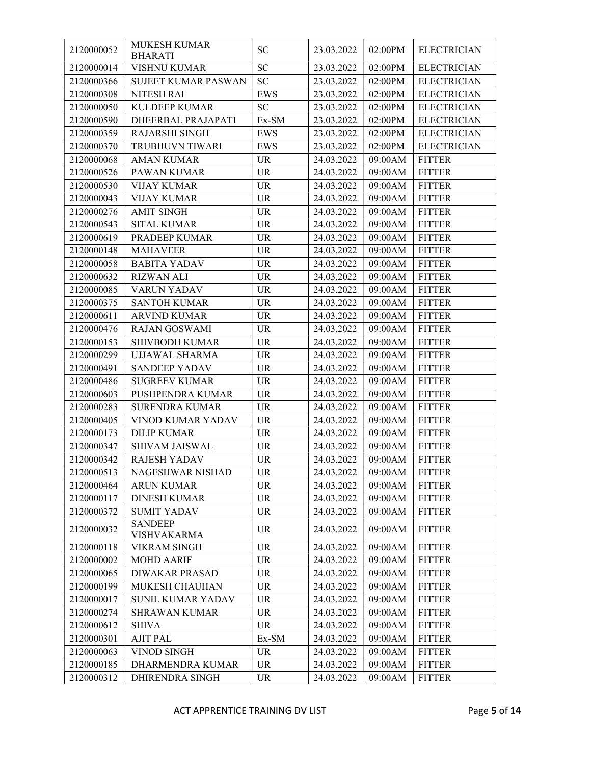| 2120000052 | MUKESH KUMAR BHARATI | SC | 23.03.2022 | 02:00PM | ELECTRICIAN |
|---|---|---|---|---|---|
| 2120000014 | VISHNU KUMAR | SC | 23.03.2022 | 02:00PM | ELECTRICIAN |
| 2120000366 | SUJEET KUMAR PASWAN | SC | 23.03.2022 | 02:00PM | ELECTRICIAN |
| 2120000308 | NITESH RAI | EWS | 23.03.2022 | 02:00PM | ELECTRICIAN |
| 2120000050 | KULDEEP KUMAR | SC | 23.03.2022 | 02:00PM | ELECTRICIAN |
| 2120000590 | DHEERBAL PRAJAPATI | Ex-SM | 23.03.2022 | 02:00PM | ELECTRICIAN |
| 2120000359 | RAJARSHI SINGH | EWS | 23.03.2022 | 02:00PM | ELECTRICIAN |
| 2120000370 | TRUBHUVN TIWARI | EWS | 23.03.2022 | 02:00PM | ELECTRICIAN |
| 2120000068 | AMAN KUMAR | UR | 24.03.2022 | 09:00AM | FITTER |
| 2120000526 | PAWAN KUMAR | UR | 24.03.2022 | 09:00AM | FITTER |
| 2120000530 | VIJAY KUMAR | UR | 24.03.2022 | 09:00AM | FITTER |
| 2120000043 | VIJAY KUMAR | UR | 24.03.2022 | 09:00AM | FITTER |
| 2120000276 | AMIT SINGH | UR | 24.03.2022 | 09:00AM | FITTER |
| 2120000543 | SITAL KUMAR | UR | 24.03.2022 | 09:00AM | FITTER |
| 2120000619 | PRADEEP KUMAR | UR | 24.03.2022 | 09:00AM | FITTER |
| 2120000148 | MAHAVEER | UR | 24.03.2022 | 09:00AM | FITTER |
| 2120000058 | BABITA YADAV | UR | 24.03.2022 | 09:00AM | FITTER |
| 2120000632 | RIZWAN ALI | UR | 24.03.2022 | 09:00AM | FITTER |
| 2120000085 | VARUN YADAV | UR | 24.03.2022 | 09:00AM | FITTER |
| 2120000375 | SANTOH KUMAR | UR | 24.03.2022 | 09:00AM | FITTER |
| 2120000611 | ARVIND KUMAR | UR | 24.03.2022 | 09:00AM | FITTER |
| 2120000476 | RAJAN GOSWAMI | UR | 24.03.2022 | 09:00AM | FITTER |
| 2120000153 | SHIVBODH KUMAR | UR | 24.03.2022 | 09:00AM | FITTER |
| 2120000299 | UJJAWAL SHARMA | UR | 24.03.2022 | 09:00AM | FITTER |
| 2120000491 | SANDEEP YADAV | UR | 24.03.2022 | 09:00AM | FITTER |
| 2120000486 | SUGREEV KUMAR | UR | 24.03.2022 | 09:00AM | FITTER |
| 2120000603 | PUSHPENDRA KUMAR | UR | 24.03.2022 | 09:00AM | FITTER |
| 2120000283 | SURENDRA KUMAR | UR | 24.03.2022 | 09:00AM | FITTER |
| 2120000405 | VINOD KUMAR YADAV | UR | 24.03.2022 | 09:00AM | FITTER |
| 2120000173 | DILIP KUMAR | UR | 24.03.2022 | 09:00AM | FITTER |
| 2120000347 | SHIVAM JAISWAL | UR | 24.03.2022 | 09:00AM | FITTER |
| 2120000342 | RAJESH YADAV | UR | 24.03.2022 | 09:00AM | FITTER |
| 2120000513 | NAGESHWAR NISHAD | UR | 24.03.2022 | 09:00AM | FITTER |
| 2120000464 | ARUN KUMAR | UR | 24.03.2022 | 09:00AM | FITTER |
| 2120000117 | DINESH KUMAR | UR | 24.03.2022 | 09:00AM | FITTER |
| 2120000372 | SUMIT YADAV | UR | 24.03.2022 | 09:00AM | FITTER |
| 2120000032 | SANDEEP VISHVAKARMA | UR | 24.03.2022 | 09:00AM | FITTER |
| 2120000118 | VIKRAM SINGH | UR | 24.03.2022 | 09:00AM | FITTER |
| 2120000002 | MOHD AARIF | UR | 24.03.2022 | 09:00AM | FITTER |
| 2120000065 | DIWAKAR PRASAD | UR | 24.03.2022 | 09:00AM | FITTER |
| 2120000199 | MUKESH CHAUHAN | UR | 24.03.2022 | 09:00AM | FITTER |
| 2120000017 | SUNIL KUMAR YADAV | UR | 24.03.2022 | 09:00AM | FITTER |
| 2120000274 | SHRAWAN KUMAR | UR | 24.03.2022 | 09:00AM | FITTER |
| 2120000612 | SHIVA | UR | 24.03.2022 | 09:00AM | FITTER |
| 2120000301 | AJIT PAL | Ex-SM | 24.03.2022 | 09:00AM | FITTER |
| 2120000063 | VINOD SINGH | UR | 24.03.2022 | 09:00AM | FITTER |
| 2120000185 | DHARMENDRA KUMAR | UR | 24.03.2022 | 09:00AM | FITTER |
| 2120000312 | DHIRENDRA SINGH | UR | 24.03.2022 | 09:00AM | FITTER |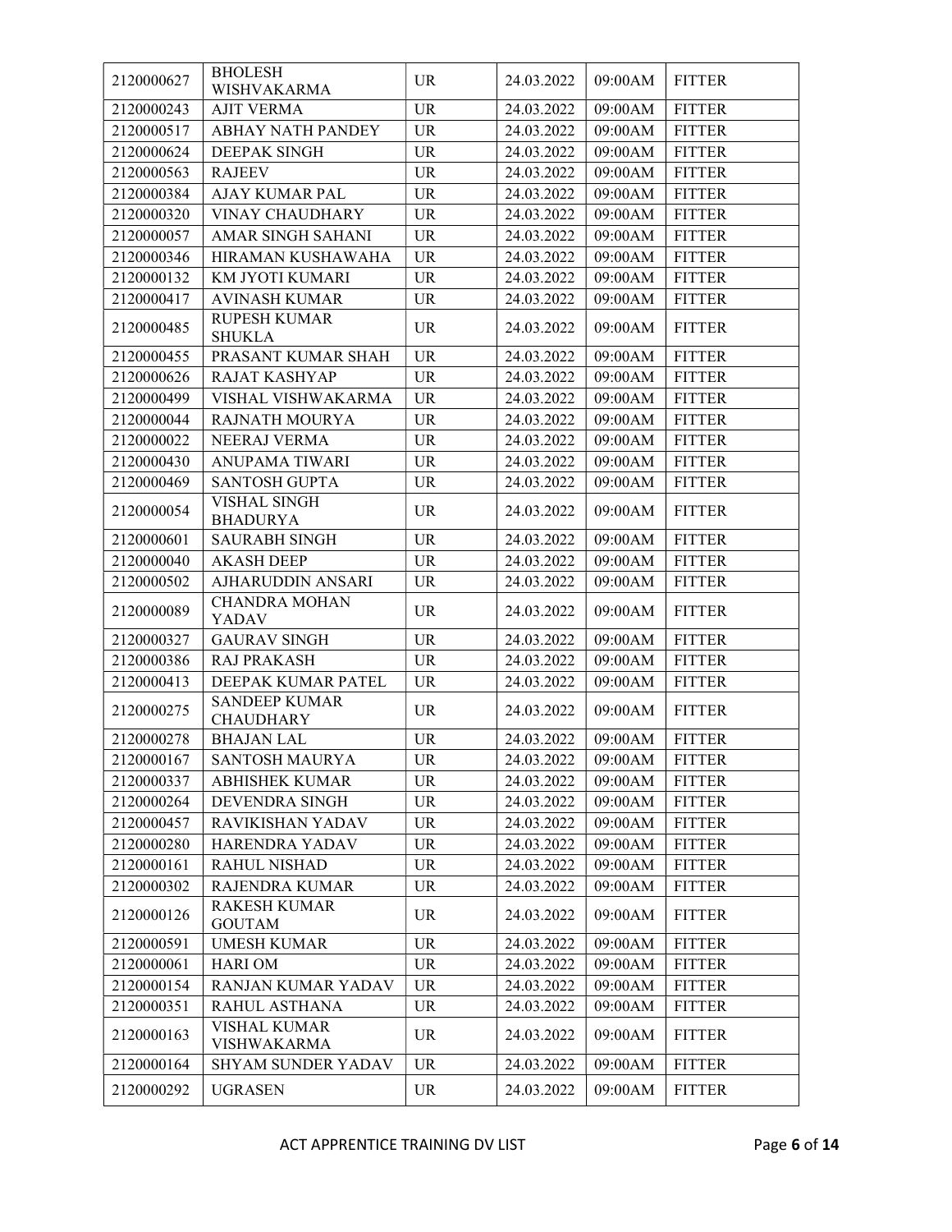| 2120000627 | BHOLESH WISHVAKARMA | UR | 24.03.2022 | 09:00AM | FITTER |
|---|---|---|---|---|---|
| 2120000243 | AJIT VERMA | UR | 24.03.2022 | 09:00AM | FITTER |
| 2120000517 | ABHAY NATH PANDEY | UR | 24.03.2022 | 09:00AM | FITTER |
| 2120000624 | DEEPAK SINGH | UR | 24.03.2022 | 09:00AM | FITTER |
| 2120000563 | RAJEEV | UR | 24.03.2022 | 09:00AM | FITTER |
| 2120000384 | AJAY KUMAR PAL | UR | 24.03.2022 | 09:00AM | FITTER |
| 2120000320 | VINAY CHAUDHARY | UR | 24.03.2022 | 09:00AM | FITTER |
| 2120000057 | AMAR SINGH SAHANI | UR | 24.03.2022 | 09:00AM | FITTER |
| 2120000346 | HIRAMAN KUSHAWAHA | UR | 24.03.2022 | 09:00AM | FITTER |
| 2120000132 | KM JYOTI KUMARI | UR | 24.03.2022 | 09:00AM | FITTER |
| 2120000417 | AVINASH KUMAR | UR | 24.03.2022 | 09:00AM | FITTER |
| 2120000485 | RUPESH KUMAR SHUKLA | UR | 24.03.2022 | 09:00AM | FITTER |
| 2120000455 | PRASANT KUMAR SHAH | UR | 24.03.2022 | 09:00AM | FITTER |
| 2120000626 | RAJAT KASHYAP | UR | 24.03.2022 | 09:00AM | FITTER |
| 2120000499 | VISHAL VISHWAKARMA | UR | 24.03.2022 | 09:00AM | FITTER |
| 2120000044 | RAJNATH MOURYA | UR | 24.03.2022 | 09:00AM | FITTER |
| 2120000022 | NEERAJ VERMA | UR | 24.03.2022 | 09:00AM | FITTER |
| 2120000430 | ANUPAMA TIWARI | UR | 24.03.2022 | 09:00AM | FITTER |
| 2120000469 | SANTOSH GUPTA | UR | 24.03.2022 | 09:00AM | FITTER |
| 2120000054 | VISHAL SINGH BHADURYA | UR | 24.03.2022 | 09:00AM | FITTER |
| 2120000601 | SAURABH SINGH | UR | 24.03.2022 | 09:00AM | FITTER |
| 2120000040 | AKASH DEEP | UR | 24.03.2022 | 09:00AM | FITTER |
| 2120000502 | AJHARUDDIN ANSARI | UR | 24.03.2022 | 09:00AM | FITTER |
| 2120000089 | CHANDRA MOHAN YADAV | UR | 24.03.2022 | 09:00AM | FITTER |
| 2120000327 | GAURAV SINGH | UR | 24.03.2022 | 09:00AM | FITTER |
| 2120000386 | RAJ PRAKASH | UR | 24.03.2022 | 09:00AM | FITTER |
| 2120000413 | DEEPAK KUMAR PATEL | UR | 24.03.2022 | 09:00AM | FITTER |
| 2120000275 | SANDEEP KUMAR CHAUDHARY | UR | 24.03.2022 | 09:00AM | FITTER |
| 2120000278 | BHAJAN LAL | UR | 24.03.2022 | 09:00AM | FITTER |
| 2120000167 | SANTOSH MAURYA | UR | 24.03.2022 | 09:00AM | FITTER |
| 2120000337 | ABHISHEK KUMAR | UR | 24.03.2022 | 09:00AM | FITTER |
| 2120000264 | DEVENDRA SINGH | UR | 24.03.2022 | 09:00AM | FITTER |
| 2120000457 | RAVIKISHAN YADAV | UR | 24.03.2022 | 09:00AM | FITTER |
| 2120000280 | HARENDRA YADAV | UR | 24.03.2022 | 09:00AM | FITTER |
| 2120000161 | RAHUL NISHAD | UR | 24.03.2022 | 09:00AM | FITTER |
| 2120000302 | RAJENDRA KUMAR | UR | 24.03.2022 | 09:00AM | FITTER |
| 2120000126 | RAKESH KUMAR GOUTAM | UR | 24.03.2022 | 09:00AM | FITTER |
| 2120000591 | UMESH KUMAR | UR | 24.03.2022 | 09:00AM | FITTER |
| 2120000061 | HARI OM | UR | 24.03.2022 | 09:00AM | FITTER |
| 2120000154 | RANJAN KUMAR YADAV | UR | 24.03.2022 | 09:00AM | FITTER |
| 2120000351 | RAHUL ASTHANA | UR | 24.03.2022 | 09:00AM | FITTER |
| 2120000163 | VISHAL KUMAR VISHWAKARMA | UR | 24.03.2022 | 09:00AM | FITTER |
| 2120000164 | SHYAM SUNDER YADAV | UR | 24.03.2022 | 09:00AM | FITTER |
| 2120000292 | UGRASEN | UR | 24.03.2022 | 09:00AM | FITTER |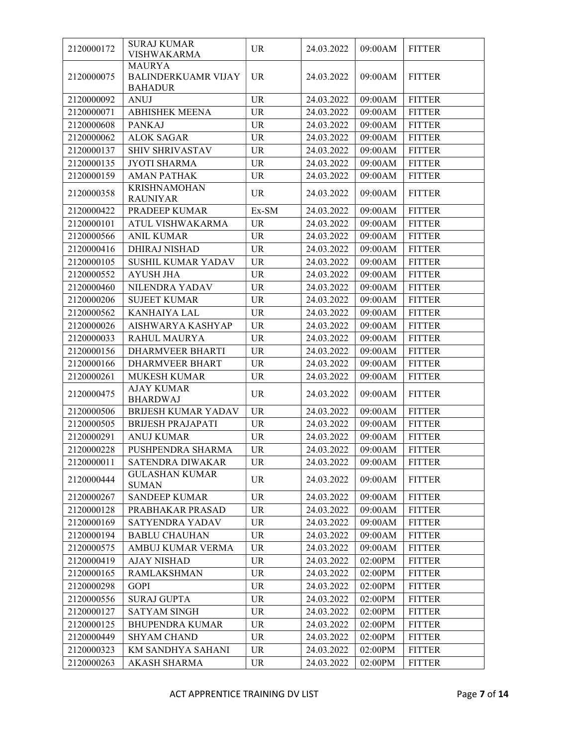| 2120000172 | SURAJ KUMAR VISHWAKARMA | UR | 24.03.2022 | 09:00AM | FITTER |
|---|---|---|---|---|---|
| 2120000075 | MAURYA BALINDERKUAMR VIJAY BAHADUR | UR | 24.03.2022 | 09:00AM | FITTER |
| 2120000092 | ANUJ | UR | 24.03.2022 | 09:00AM | FITTER |
| 2120000071 | ABHISHEK MEENA | UR | 24.03.2022 | 09:00AM | FITTER |
| 2120000608 | PANKAJ | UR | 24.03.2022 | 09:00AM | FITTER |
| 2120000062 | ALOK SAGAR | UR | 24.03.2022 | 09:00AM | FITTER |
| 2120000137 | SHIV SHRIVASTAV | UR | 24.03.2022 | 09:00AM | FITTER |
| 2120000135 | JYOTI SHARMA | UR | 24.03.2022 | 09:00AM | FITTER |
| 2120000159 | AMAN PATHAK | UR | 24.03.2022 | 09:00AM | FITTER |
| 2120000358 | KRISHNAMOHAN RAUNIYAR | UR | 24.03.2022 | 09:00AM | FITTER |
| 2120000422 | PRADEEP KUMAR | Ex-SM | 24.03.2022 | 09:00AM | FITTER |
| 2120000101 | ATUL VISHWAKARMA | UR | 24.03.2022 | 09:00AM | FITTER |
| 2120000566 | ANIL KUMAR | UR | 24.03.2022 | 09:00AM | FITTER |
| 2120000416 | DHIRAJ NISHAD | UR | 24.03.2022 | 09:00AM | FITTER |
| 2120000105 | SUSHIL KUMAR YADAV | UR | 24.03.2022 | 09:00AM | FITTER |
| 2120000552 | AYUSH JHA | UR | 24.03.2022 | 09:00AM | FITTER |
| 2120000460 | NILENDRA YADAV | UR | 24.03.2022 | 09:00AM | FITTER |
| 2120000206 | SUJEET KUMAR | UR | 24.03.2022 | 09:00AM | FITTER |
| 2120000562 | KANHAIYA LAL | UR | 24.03.2022 | 09:00AM | FITTER |
| 2120000026 | AISHWARYA KASHYAP | UR | 24.03.2022 | 09:00AM | FITTER |
| 2120000033 | RAHUL MAURYA | UR | 24.03.2022 | 09:00AM | FITTER |
| 2120000156 | DHARMVEER BHARTI | UR | 24.03.2022 | 09:00AM | FITTER |
| 2120000166 | DHARMVEER BHART | UR | 24.03.2022 | 09:00AM | FITTER |
| 2120000261 | MUKESH KUMAR | UR | 24.03.2022 | 09:00AM | FITTER |
| 2120000475 | AJAY KUMAR BHARDWAJ | UR | 24.03.2022 | 09:00AM | FITTER |
| 2120000506 | BRIJESH KUMAR YADAV | UR | 24.03.2022 | 09:00AM | FITTER |
| 2120000505 | BRIJESH PRAJAPATI | UR | 24.03.2022 | 09:00AM | FITTER |
| 2120000291 | ANUJ KUMAR | UR | 24.03.2022 | 09:00AM | FITTER |
| 2120000228 | PUSHPENDRA SHARMA | UR | 24.03.2022 | 09:00AM | FITTER |
| 2120000011 | SATENDRA DIWAKAR | UR | 24.03.2022 | 09:00AM | FITTER |
| 2120000444 | GULASHAN KUMAR SUMAN | UR | 24.03.2022 | 09:00AM | FITTER |
| 2120000267 | SANDEEP KUMAR | UR | 24.03.2022 | 09:00AM | FITTER |
| 2120000128 | PRABHAKAR PRASAD | UR | 24.03.2022 | 09:00AM | FITTER |
| 2120000169 | SATYENDRA YADAV | UR | 24.03.2022 | 09:00AM | FITTER |
| 2120000194 | BABLU CHAUHAN | UR | 24.03.2022 | 09:00AM | FITTER |
| 2120000575 | AMBUJ KUMAR VERMA | UR | 24.03.2022 | 09:00AM | FITTER |
| 2120000419 | AJAY NISHAD | UR | 24.03.2022 | 02:00PM | FITTER |
| 2120000165 | RAMLAKSHMAN | UR | 24.03.2022 | 02:00PM | FITTER |
| 2120000298 | GOPI | UR | 24.03.2022 | 02:00PM | FITTER |
| 2120000556 | SURAJ GUPTA | UR | 24.03.2022 | 02:00PM | FITTER |
| 2120000127 | SATYAM SINGH | UR | 24.03.2022 | 02:00PM | FITTER |
| 2120000125 | BHUPENDRA KUMAR | UR | 24.03.2022 | 02:00PM | FITTER |
| 2120000449 | SHYAM CHAND | UR | 24.03.2022 | 02:00PM | FITTER |
| 2120000323 | KM SANDHYA SAHANI | UR | 24.03.2022 | 02:00PM | FITTER |
| 2120000263 | AKASH SHARMA | UR | 24.03.2022 | 02:00PM | FITTER |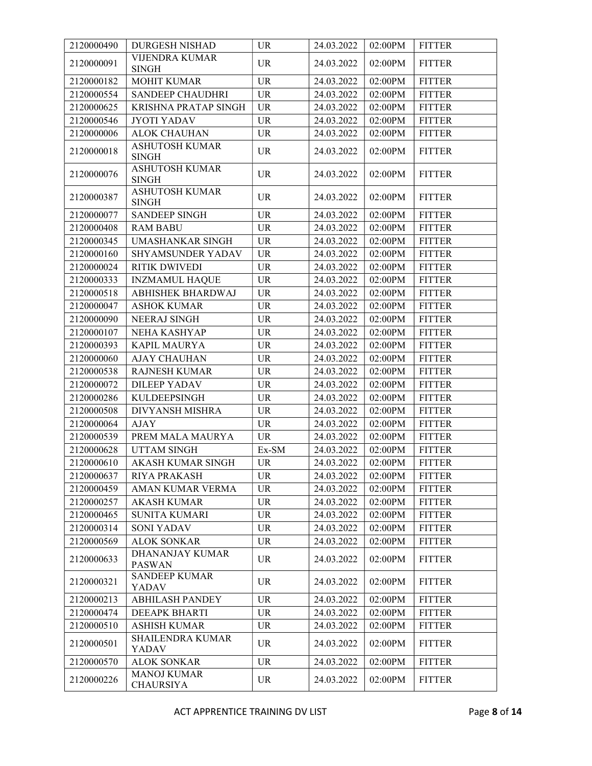| 2120000490 | DURGESH NISHAD | UR | 24.03.2022 | 02:00PM | FITTER |
|---|---|---|---|---|---|
| 2120000091 | VIJENDRA KUMAR SINGH | UR | 24.03.2022 | 02:00PM | FITTER |
| 2120000182 | MOHIT KUMAR | UR | 24.03.2022 | 02:00PM | FITTER |
| 2120000554 | SANDEEP CHAUDHRI | UR | 24.03.2022 | 02:00PM | FITTER |
| 2120000625 | KRISHNA PRATAP SINGH | UR | 24.03.2022 | 02:00PM | FITTER |
| 2120000546 | JYOTI YADAV | UR | 24.03.2022 | 02:00PM | FITTER |
| 2120000006 | ALOK CHAUHAN | UR | 24.03.2022 | 02:00PM | FITTER |
| 2120000018 | ASHUTOSH KUMAR SINGH | UR | 24.03.2022 | 02:00PM | FITTER |
| 2120000076 | ASHUTOSH KUMAR SINGH | UR | 24.03.2022 | 02:00PM | FITTER |
| 2120000387 | ASHUTOSH KUMAR SINGH | UR | 24.03.2022 | 02:00PM | FITTER |
| 2120000077 | SANDEEP SINGH | UR | 24.03.2022 | 02:00PM | FITTER |
| 2120000408 | RAM BABU | UR | 24.03.2022 | 02:00PM | FITTER |
| 2120000345 | UMASHANKAR SINGH | UR | 24.03.2022 | 02:00PM | FITTER |
| 2120000160 | SHYAMSUNDER YADAV | UR | 24.03.2022 | 02:00PM | FITTER |
| 2120000024 | RITIK DWIVEDI | UR | 24.03.2022 | 02:00PM | FITTER |
| 2120000333 | INZMAMUL HAQUE | UR | 24.03.2022 | 02:00PM | FITTER |
| 2120000518 | ABHISHEK BHARDWAJ | UR | 24.03.2022 | 02:00PM | FITTER |
| 2120000047 | ASHOK KUMAR | UR | 24.03.2022 | 02:00PM | FITTER |
| 2120000090 | NEERAJ SINGH | UR | 24.03.2022 | 02:00PM | FITTER |
| 2120000107 | NEHA KASHYAP | UR | 24.03.2022 | 02:00PM | FITTER |
| 2120000393 | KAPIL MAURYA | UR | 24.03.2022 | 02:00PM | FITTER |
| 2120000060 | AJAY CHAUHAN | UR | 24.03.2022 | 02:00PM | FITTER |
| 2120000538 | RAJNESH KUMAR | UR | 24.03.2022 | 02:00PM | FITTER |
| 2120000072 | DILEEP YADAV | UR | 24.03.2022 | 02:00PM | FITTER |
| 2120000286 | KULDEEPSINGH | UR | 24.03.2022 | 02:00PM | FITTER |
| 2120000508 | DIVYANSH MISHRA | UR | 24.03.2022 | 02:00PM | FITTER |
| 2120000064 | AJAY | UR | 24.03.2022 | 02:00PM | FITTER |
| 2120000539 | PREM MALA MAURYA | UR | 24.03.2022 | 02:00PM | FITTER |
| 2120000628 | UTTAM SINGH | Ex-SM | 24.03.2022 | 02:00PM | FITTER |
| 2120000610 | AKASH KUMAR SINGH | UR | 24.03.2022 | 02:00PM | FITTER |
| 2120000637 | RIYA PRAKASH | UR | 24.03.2022 | 02:00PM | FITTER |
| 2120000459 | AMAN KUMAR VERMA | UR | 24.03.2022 | 02:00PM | FITTER |
| 2120000257 | AKASH KUMAR | UR | 24.03.2022 | 02:00PM | FITTER |
| 2120000465 | SUNITA KUMARI | UR | 24.03.2022 | 02:00PM | FITTER |
| 2120000314 | SONI YADAV | UR | 24.03.2022 | 02:00PM | FITTER |
| 2120000569 | ALOK SONKAR | UR | 24.03.2022 | 02:00PM | FITTER |
| 2120000633 | DHANANJAY KUMAR PASWAN | UR | 24.03.2022 | 02:00PM | FITTER |
| 2120000321 | SANDEEP KUMAR YADAV | UR | 24.03.2022 | 02:00PM | FITTER |
| 2120000213 | ABHILASH PANDEY | UR | 24.03.2022 | 02:00PM | FITTER |
| 2120000474 | DEEAPK BHARTI | UR | 24.03.2022 | 02:00PM | FITTER |
| 2120000510 | ASHISH KUMAR | UR | 24.03.2022 | 02:00PM | FITTER |
| 2120000501 | SHAILENDRA KUMAR YADAV | UR | 24.03.2022 | 02:00PM | FITTER |
| 2120000570 | ALOK SONKAR | UR | 24.03.2022 | 02:00PM | FITTER |
| 2120000226 | MANOJ KUMAR CHAURSIYA | UR | 24.03.2022 | 02:00PM | FITTER |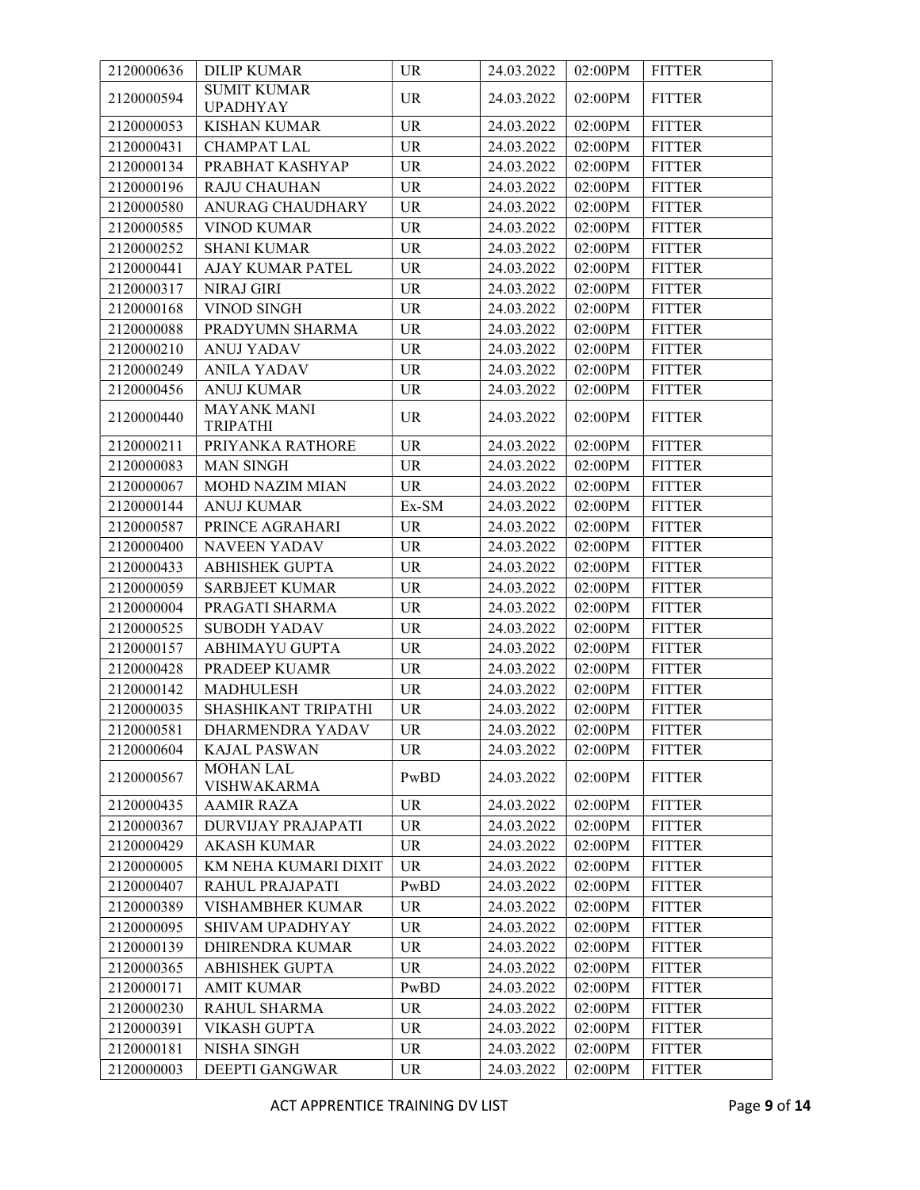| | | | | | |
|---|---|---|---|---|---|
| 2120000636 | DILIP KUMAR | UR | 24.03.2022 | 02:00PM | FITTER |
| 2120000594 | SUMIT KUMAR UPADHYAY | UR | 24.03.2022 | 02:00PM | FITTER |
| 2120000053 | KISHAN KUMAR | UR | 24.03.2022 | 02:00PM | FITTER |
| 2120000431 | CHAMPAT LAL | UR | 24.03.2022 | 02:00PM | FITTER |
| 2120000134 | PRABHAT KASHYAP | UR | 24.03.2022 | 02:00PM | FITTER |
| 2120000196 | RAJU CHAUHAN | UR | 24.03.2022 | 02:00PM | FITTER |
| 2120000580 | ANURAG CHAUDHARY | UR | 24.03.2022 | 02:00PM | FITTER |
| 2120000585 | VINOD KUMAR | UR | 24.03.2022 | 02:00PM | FITTER |
| 2120000252 | SHANI KUMAR | UR | 24.03.2022 | 02:00PM | FITTER |
| 2120000441 | AJAY KUMAR PATEL | UR | 24.03.2022 | 02:00PM | FITTER |
| 2120000317 | NIRAJ GIRI | UR | 24.03.2022 | 02:00PM | FITTER |
| 2120000168 | VINOD SINGH | UR | 24.03.2022 | 02:00PM | FITTER |
| 2120000088 | PRADYUMN SHARMA | UR | 24.03.2022 | 02:00PM | FITTER |
| 2120000210 | ANUJ YADAV | UR | 24.03.2022 | 02:00PM | FITTER |
| 2120000249 | ANILA YADAV | UR | 24.03.2022 | 02:00PM | FITTER |
| 2120000456 | ANUJ KUMAR | UR | 24.03.2022 | 02:00PM | FITTER |
| 2120000440 | MAYANK MANI TRIPATHI | UR | 24.03.2022 | 02:00PM | FITTER |
| 2120000211 | PRIYANKA RATHORE | UR | 24.03.2022 | 02:00PM | FITTER |
| 2120000083 | MAN SINGH | UR | 24.03.2022 | 02:00PM | FITTER |
| 2120000067 | MOHD NAZIM MIAN | UR | 24.03.2022 | 02:00PM | FITTER |
| 2120000144 | ANUJ KUMAR | Ex-SM | 24.03.2022 | 02:00PM | FITTER |
| 2120000587 | PRINCE AGRAHARI | UR | 24.03.2022 | 02:00PM | FITTER |
| 2120000400 | NAVEEN YADAV | UR | 24.03.2022 | 02:00PM | FITTER |
| 2120000433 | ABHISHEK GUPTA | UR | 24.03.2022 | 02:00PM | FITTER |
| 2120000059 | SARBJEET KUMAR | UR | 24.03.2022 | 02:00PM | FITTER |
| 2120000004 | PRAGATI SHARMA | UR | 24.03.2022 | 02:00PM | FITTER |
| 2120000525 | SUBODH YADAV | UR | 24.03.2022 | 02:00PM | FITTER |
| 2120000157 | ABHIMAYU GUPTA | UR | 24.03.2022 | 02:00PM | FITTER |
| 2120000428 | PRADEEP KUAMR | UR | 24.03.2022 | 02:00PM | FITTER |
| 2120000142 | MADHULESH | UR | 24.03.2022 | 02:00PM | FITTER |
| 2120000035 | SHASHIKANT TRIPATHI | UR | 24.03.2022 | 02:00PM | FITTER |
| 2120000581 | DHARMENDRA YADAV | UR | 24.03.2022 | 02:00PM | FITTER |
| 2120000604 | KAJAL PASWAN | UR | 24.03.2022 | 02:00PM | FITTER |
| 2120000567 | MOHAN LAL VISHWAKARMA | PwBD | 24.03.2022 | 02:00PM | FITTER |
| 2120000435 | AAMIR RAZA | UR | 24.03.2022 | 02:00PM | FITTER |
| 2120000367 | DURVIJAY PRAJAPATI | UR | 24.03.2022 | 02:00PM | FITTER |
| 2120000429 | AKASH KUMAR | UR | 24.03.2022 | 02:00PM | FITTER |
| 2120000005 | KM NEHA KUMARI DIXIT | UR | 24.03.2022 | 02:00PM | FITTER |
| 2120000407 | RAHUL PRAJAPATI | PwBD | 24.03.2022 | 02:00PM | FITTER |
| 2120000389 | VISHAMBHER KUMAR | UR | 24.03.2022 | 02:00PM | FITTER |
| 2120000095 | SHIVAM UPADHYAY | UR | 24.03.2022 | 02:00PM | FITTER |
| 2120000139 | DHIRENDRA KUMAR | UR | 24.03.2022 | 02:00PM | FITTER |
| 2120000365 | ABHISHEK GUPTA | UR | 24.03.2022 | 02:00PM | FITTER |
| 2120000171 | AMIT KUMAR | PwBD | 24.03.2022 | 02:00PM | FITTER |
| 2120000230 | RAHUL SHARMA | UR | 24.03.2022 | 02:00PM | FITTER |
| 2120000391 | VIKASH GUPTA | UR | 24.03.2022 | 02:00PM | FITTER |
| 2120000181 | NISHA SINGH | UR | 24.03.2022 | 02:00PM | FITTER |
| 2120000003 | DEEPTI GANGWAR | UR | 24.03.2022 | 02:00PM | FITTER |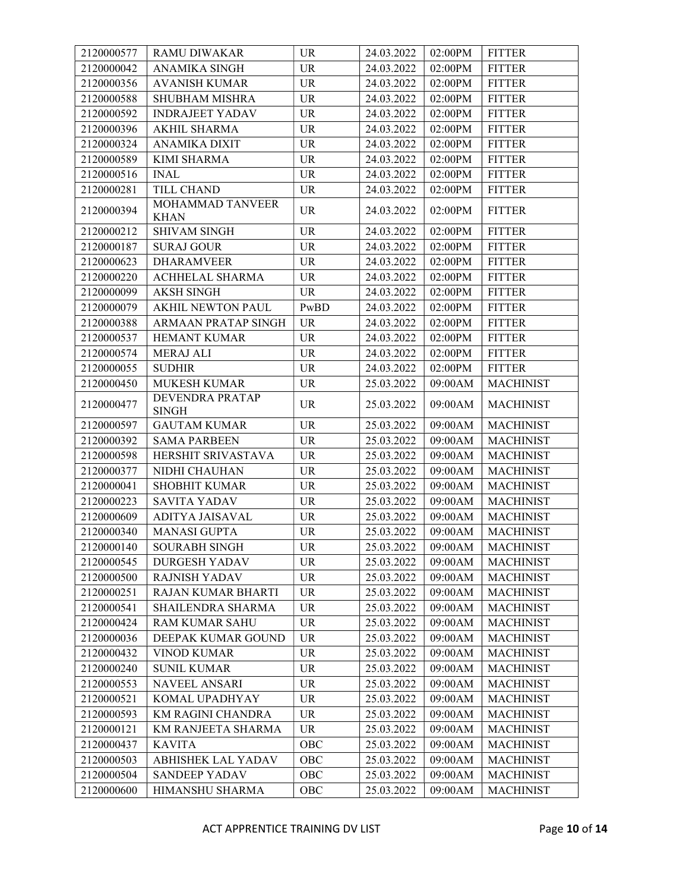| | | | | | |
|---|---|---|---|---|---|
| 2120000577 | RAMU DIWAKAR | UR | 24.03.2022 | 02:00PM | FITTER |
| 2120000042 | ANAMIKA SINGH | UR | 24.03.2022 | 02:00PM | FITTER |
| 2120000356 | AVANISH KUMAR | UR | 24.03.2022 | 02:00PM | FITTER |
| 2120000588 | SHUBHAM MISHRA | UR | 24.03.2022 | 02:00PM | FITTER |
| 2120000592 | INDRAJEET YADAV | UR | 24.03.2022 | 02:00PM | FITTER |
| 2120000396 | AKHIL SHARMA | UR | 24.03.2022 | 02:00PM | FITTER |
| 2120000324 | ANAMIKA DIXIT | UR | 24.03.2022 | 02:00PM | FITTER |
| 2120000589 | KIMI SHARMA | UR | 24.03.2022 | 02:00PM | FITTER |
| 2120000516 | INAL | UR | 24.03.2022 | 02:00PM | FITTER |
| 2120000281 | TILL CHAND | UR | 24.03.2022 | 02:00PM | FITTER |
| 2120000394 | MOHAMMAD TANVEER KHAN | UR | 24.03.2022 | 02:00PM | FITTER |
| 2120000212 | SHIVAM SINGH | UR | 24.03.2022 | 02:00PM | FITTER |
| 2120000187 | SURAJ GOUR | UR | 24.03.2022 | 02:00PM | FITTER |
| 2120000623 | DHARAMVEER | UR | 24.03.2022 | 02:00PM | FITTER |
| 2120000220 | ACHHELAL SHARMA | UR | 24.03.2022 | 02:00PM | FITTER |
| 2120000099 | AKSH SINGH | UR | 24.03.2022 | 02:00PM | FITTER |
| 2120000079 | AKHIL NEWTON PAUL | PwBD | 24.03.2022 | 02:00PM | FITTER |
| 2120000388 | ARMAAN PRATAP SINGH | UR | 24.03.2022 | 02:00PM | FITTER |
| 2120000537 | HEMANT KUMAR | UR | 24.03.2022 | 02:00PM | FITTER |
| 2120000574 | MERAJ ALI | UR | 24.03.2022 | 02:00PM | FITTER |
| 2120000055 | SUDHIR | UR | 24.03.2022 | 02:00PM | FITTER |
| 2120000450 | MUKESH KUMAR | UR | 25.03.2022 | 09:00AM | MACHINIST |
| 2120000477 | DEVENDRA PRATAP SINGH | UR | 25.03.2022 | 09:00AM | MACHINIST |
| 2120000597 | GAUTAM KUMAR | UR | 25.03.2022 | 09:00AM | MACHINIST |
| 2120000392 | SAMA PARBEEN | UR | 25.03.2022 | 09:00AM | MACHINIST |
| 2120000598 | HERSHIT SRIVASTAVA | UR | 25.03.2022 | 09:00AM | MACHINIST |
| 2120000377 | NIDHI CHAUHAN | UR | 25.03.2022 | 09:00AM | MACHINIST |
| 2120000041 | SHOBHIT KUMAR | UR | 25.03.2022 | 09:00AM | MACHINIST |
| 2120000223 | SAVITA YADAV | UR | 25.03.2022 | 09:00AM | MACHINIST |
| 2120000609 | ADITYA JAISAVAL | UR | 25.03.2022 | 09:00AM | MACHINIST |
| 2120000340 | MANASI GUPTA | UR | 25.03.2022 | 09:00AM | MACHINIST |
| 2120000140 | SOURABH SINGH | UR | 25.03.2022 | 09:00AM | MACHINIST |
| 2120000545 | DURGESH YADAV | UR | 25.03.2022 | 09:00AM | MACHINIST |
| 2120000500 | RAJNISH YADAV | UR | 25.03.2022 | 09:00AM | MACHINIST |
| 2120000251 | RAJAN KUMAR BHARTI | UR | 25.03.2022 | 09:00AM | MACHINIST |
| 2120000541 | SHAILENDRA SHARMA | UR | 25.03.2022 | 09:00AM | MACHINIST |
| 2120000424 | RAM KUMAR SAHU | UR | 25.03.2022 | 09:00AM | MACHINIST |
| 2120000036 | DEEPAK KUMAR GOUND | UR | 25.03.2022 | 09:00AM | MACHINIST |
| 2120000432 | VINOD KUMAR | UR | 25.03.2022 | 09:00AM | MACHINIST |
| 2120000240 | SUNIL KUMAR | UR | 25.03.2022 | 09:00AM | MACHINIST |
| 2120000553 | NAVEEL ANSARI | UR | 25.03.2022 | 09:00AM | MACHINIST |
| 2120000521 | KOMAL UPADHYAY | UR | 25.03.2022 | 09:00AM | MACHINIST |
| 2120000593 | KM RAGINI CHANDRA | UR | 25.03.2022 | 09:00AM | MACHINIST |
| 2120000121 | KM RANJEETA SHARMA | UR | 25.03.2022 | 09:00AM | MACHINIST |
| 2120000437 | KAVITA | OBC | 25.03.2022 | 09:00AM | MACHINIST |
| 2120000503 | ABHISHEK LAL YADAV | OBC | 25.03.2022 | 09:00AM | MACHINIST |
| 2120000504 | SANDEEP YADAV | OBC | 25.03.2022 | 09:00AM | MACHINIST |
| 2120000600 | HIMANSHU SHARMA | OBC | 25.03.2022 | 09:00AM | MACHINIST |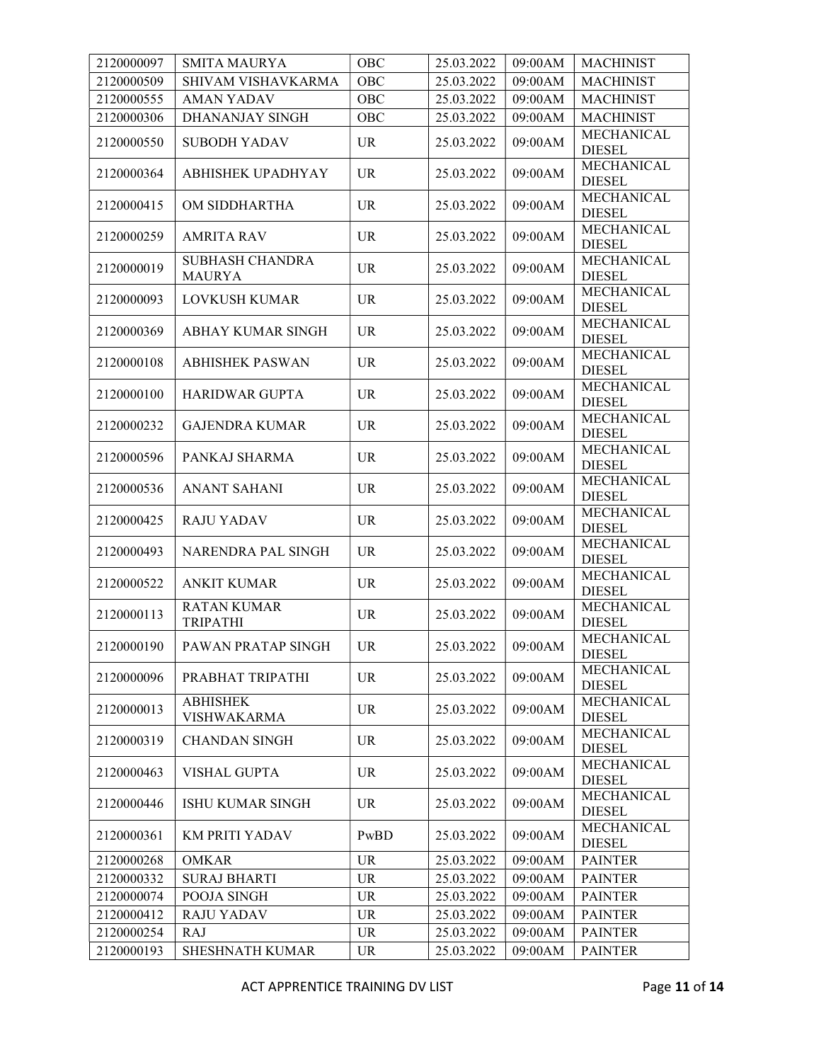| | | | | | |
|---|---|---|---|---|---|
| 2120000097 | SMITA MAURYA | OBC | 25.03.2022 | 09:00AM | MACHINIST |
| 2120000509 | SHIVAM VISHAVKARMA | OBC | 25.03.2022 | 09:00AM | MACHINIST |
| 2120000555 | AMAN YADAV | OBC | 25.03.2022 | 09:00AM | MACHINIST |
| 2120000306 | DHANANJAY SINGH | OBC | 25.03.2022 | 09:00AM | MACHINIST |
| 2120000550 | SUBODH YADAV | UR | 25.03.2022 | 09:00AM | MECHANICAL DIESEL |
| 2120000364 | ABHISHEK UPADHYAY | UR | 25.03.2022 | 09:00AM | MECHANICAL DIESEL |
| 2120000415 | OM SIDDHARTHA | UR | 25.03.2022 | 09:00AM | MECHANICAL DIESEL |
| 2120000259 | AMRITA RAV | UR | 25.03.2022 | 09:00AM | MECHANICAL DIESEL |
| 2120000019 | SUBHASH CHANDRA MAURYA | UR | 25.03.2022 | 09:00AM | MECHANICAL DIESEL |
| 2120000093 | LOVKUSH KUMAR | UR | 25.03.2022 | 09:00AM | MECHANICAL DIESEL |
| 2120000369 | ABHAY KUMAR SINGH | UR | 25.03.2022 | 09:00AM | MECHANICAL DIESEL |
| 2120000108 | ABHISHEK PASWAN | UR | 25.03.2022 | 09:00AM | MECHANICAL DIESEL |
| 2120000100 | HARIDWAR GUPTA | UR | 25.03.2022 | 09:00AM | MECHANICAL DIESEL |
| 2120000232 | GAJENDRA KUMAR | UR | 25.03.2022 | 09:00AM | MECHANICAL DIESEL |
| 2120000596 | PANKAJ SHARMA | UR | 25.03.2022 | 09:00AM | MECHANICAL DIESEL |
| 2120000536 | ANANT SAHANI | UR | 25.03.2022 | 09:00AM | MECHANICAL DIESEL |
| 2120000425 | RAJU YADAV | UR | 25.03.2022 | 09:00AM | MECHANICAL DIESEL |
| 2120000493 | NARENDRA PAL SINGH | UR | 25.03.2022 | 09:00AM | MECHANICAL DIESEL |
| 2120000522 | ANKIT KUMAR | UR | 25.03.2022 | 09:00AM | MECHANICAL DIESEL |
| 2120000113 | RATAN KUMAR TRIPATHI | UR | 25.03.2022 | 09:00AM | MECHANICAL DIESEL |
| 2120000190 | PAWAN PRATAP SINGH | UR | 25.03.2022 | 09:00AM | MECHANICAL DIESEL |
| 2120000096 | PRABHAT TRIPATHI | UR | 25.03.2022 | 09:00AM | MECHANICAL DIESEL |
| 2120000013 | ABHISHEK VISHWAKARMA | UR | 25.03.2022 | 09:00AM | MECHANICAL DIESEL |
| 2120000319 | CHANDAN SINGH | UR | 25.03.2022 | 09:00AM | MECHANICAL DIESEL |
| 2120000463 | VISHAL GUPTA | UR | 25.03.2022 | 09:00AM | MECHANICAL DIESEL |
| 2120000446 | ISHU KUMAR SINGH | UR | 25.03.2022 | 09:00AM | MECHANICAL DIESEL |
| 2120000361 | KM PRITI YADAV | PwBD | 25.03.2022 | 09:00AM | MECHANICAL DIESEL |
| 2120000268 | OMKAR | UR | 25.03.2022 | 09:00AM | PAINTER |
| 2120000332 | SURAJ BHARTI | UR | 25.03.2022 | 09:00AM | PAINTER |
| 2120000074 | POOJA SINGH | UR | 25.03.2022 | 09:00AM | PAINTER |
| 2120000412 | RAJU YADAV | UR | 25.03.2022 | 09:00AM | PAINTER |
| 2120000254 | RAJ | UR | 25.03.2022 | 09:00AM | PAINTER |
| 2120000193 | SHESHNATH KUMAR | UR | 25.03.2022 | 09:00AM | PAINTER |

ACT APPRENTICE TRAINING DV LIST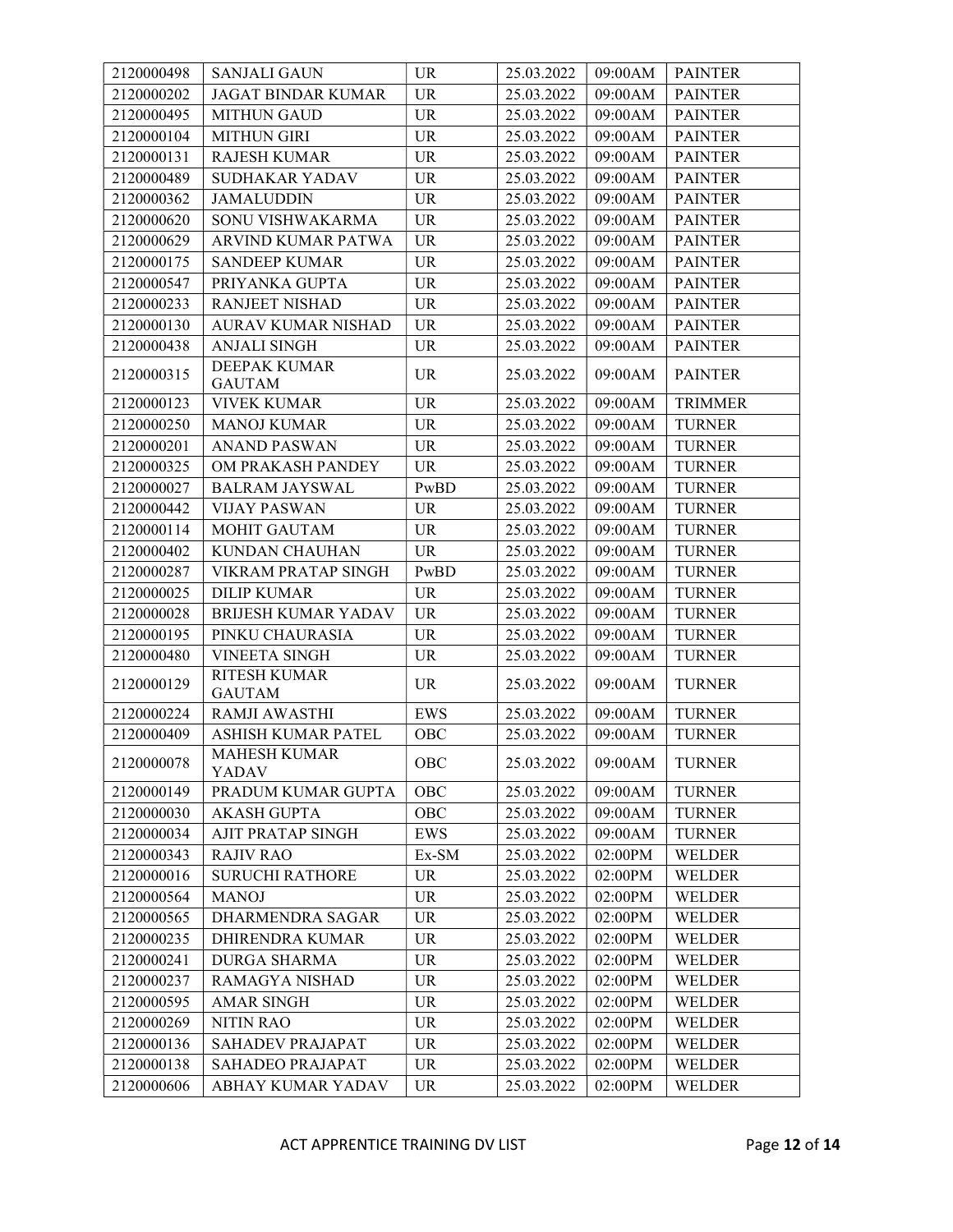| 2120000498 | SANJALI GAUN | UR | 25.03.2022 | 09:00AM | PAINTER |
|---|---|---|---|---|---|
| 2120000202 | JAGAT BINDAR KUMAR | UR | 25.03.2022 | 09:00AM | PAINTER |
| 2120000495 | MITHUN GAUD | UR | 25.03.2022 | 09:00AM | PAINTER |
| 2120000104 | MITHUN GIRI | UR | 25.03.2022 | 09:00AM | PAINTER |
| 2120000131 | RAJESH KUMAR | UR | 25.03.2022 | 09:00AM | PAINTER |
| 2120000489 | SUDHAKAR YADAV | UR | 25.03.2022 | 09:00AM | PAINTER |
| 2120000362 | JAMALUDDIN | UR | 25.03.2022 | 09:00AM | PAINTER |
| 2120000620 | SONU VISHWAKARMA | UR | 25.03.2022 | 09:00AM | PAINTER |
| 2120000629 | ARVIND KUMAR PATWA | UR | 25.03.2022 | 09:00AM | PAINTER |
| 2120000175 | SANDEEP KUMAR | UR | 25.03.2022 | 09:00AM | PAINTER |
| 2120000547 | PRIYANKA GUPTA | UR | 25.03.2022 | 09:00AM | PAINTER |
| 2120000233 | RANJEET NISHAD | UR | 25.03.2022 | 09:00AM | PAINTER |
| 2120000130 | AURAV KUMAR NISHAD | UR | 25.03.2022 | 09:00AM | PAINTER |
| 2120000438 | ANJALI SINGH | UR | 25.03.2022 | 09:00AM | PAINTER |
| 2120000315 | DEEPAK KUMAR GAUTAM | UR | 25.03.2022 | 09:00AM | PAINTER |
| 2120000123 | VIVEK KUMAR | UR | 25.03.2022 | 09:00AM | TRIMMER |
| 2120000250 | MANOJ KUMAR | UR | 25.03.2022 | 09:00AM | TURNER |
| 2120000201 | ANAND PASWAN | UR | 25.03.2022 | 09:00AM | TURNER |
| 2120000325 | OM PRAKASH PANDEY | UR | 25.03.2022 | 09:00AM | TURNER |
| 2120000027 | BALRAM JAYSWAL | PwBD | 25.03.2022 | 09:00AM | TURNER |
| 2120000442 | VIJAY PASWAN | UR | 25.03.2022 | 09:00AM | TURNER |
| 2120000114 | MOHIT GAUTAM | UR | 25.03.2022 | 09:00AM | TURNER |
| 2120000402 | KUNDAN CHAUHAN | UR | 25.03.2022 | 09:00AM | TURNER |
| 2120000287 | VIKRAM PRATAP SINGH | PwBD | 25.03.2022 | 09:00AM | TURNER |
| 2120000025 | DILIP KUMAR | UR | 25.03.2022 | 09:00AM | TURNER |
| 2120000028 | BRIJESH KUMAR YADAV | UR | 25.03.2022 | 09:00AM | TURNER |
| 2120000195 | PINKU CHAURASIA | UR | 25.03.2022 | 09:00AM | TURNER |
| 2120000480 | VINEETA SINGH | UR | 25.03.2022 | 09:00AM | TURNER |
| 2120000129 | RITESH KUMAR GAUTAM | UR | 25.03.2022 | 09:00AM | TURNER |
| 2120000224 | RAMJI AWASTHI | EWS | 25.03.2022 | 09:00AM | TURNER |
| 2120000409 | ASHISH KUMAR PATEL | OBC | 25.03.2022 | 09:00AM | TURNER |
| 2120000078 | MAHESH KUMAR YADAV | OBC | 25.03.2022 | 09:00AM | TURNER |
| 2120000149 | PRADUM KUMAR GUPTA | OBC | 25.03.2022 | 09:00AM | TURNER |
| 2120000030 | AKASH GUPTA | OBC | 25.03.2022 | 09:00AM | TURNER |
| 2120000034 | AJIT PRATAP SINGH | EWS | 25.03.2022 | 09:00AM | TURNER |
| 2120000343 | RAJIV RAO | Ex-SM | 25.03.2022 | 02:00PM | WELDER |
| 2120000016 | SURUCHI RATHORE | UR | 25.03.2022 | 02:00PM | WELDER |
| 2120000564 | MANOJ | UR | 25.03.2022 | 02:00PM | WELDER |
| 2120000565 | DHARMENDRA SAGAR | UR | 25.03.2022 | 02:00PM | WELDER |
| 2120000235 | DHIRENDRA KUMAR | UR | 25.03.2022 | 02:00PM | WELDER |
| 2120000241 | DURGA SHARMA | UR | 25.03.2022 | 02:00PM | WELDER |
| 2120000237 | RAMAGYA NISHAD | UR | 25.03.2022 | 02:00PM | WELDER |
| 2120000595 | AMAR SINGH | UR | 25.03.2022 | 02:00PM | WELDER |
| 2120000269 | NITIN RAO | UR | 25.03.2022 | 02:00PM | WELDER |
| 2120000136 | SAHADEV PRAJAPAT | UR | 25.03.2022 | 02:00PM | WELDER |
| 2120000138 | SAHADEO PRAJAPAT | UR | 25.03.2022 | 02:00PM | WELDER |
| 2120000606 | ABHAY KUMAR YADAV | UR | 25.03.2022 | 02:00PM | WELDER |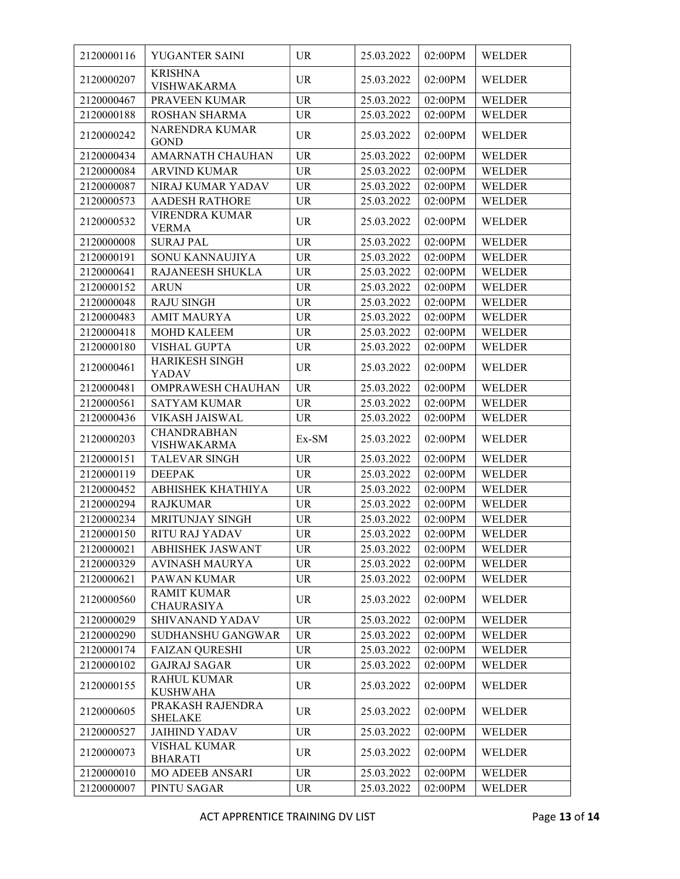| | | | | | |
|---|---|---|---|---|---|
| 2120000116 | YUGANTER SAINI | UR | 25.03.2022 | 02:00PM | WELDER |
| 2120000207 | KRISHNA VISHWAKARMA | UR | 25.03.2022 | 02:00PM | WELDER |
| 2120000467 | PRAVEEN KUMAR | UR | 25.03.2022 | 02:00PM | WELDER |
| 2120000188 | ROSHAN SHARMA | UR | 25.03.2022 | 02:00PM | WELDER |
| 2120000242 | NARENDRA KUMAR GOND | UR | 25.03.2022 | 02:00PM | WELDER |
| 2120000434 | AMARNATH CHAUHAN | UR | 25.03.2022 | 02:00PM | WELDER |
| 2120000084 | ARVIND KUMAR | UR | 25.03.2022 | 02:00PM | WELDER |
| 2120000087 | NIRAJ KUMAR YADAV | UR | 25.03.2022 | 02:00PM | WELDER |
| 2120000573 | AADESH RATHORE | UR | 25.03.2022 | 02:00PM | WELDER |
| 2120000532 | VIRENDRA KUMAR VERMA | UR | 25.03.2022 | 02:00PM | WELDER |
| 2120000008 | SURAJ PAL | UR | 25.03.2022 | 02:00PM | WELDER |
| 2120000191 | SONU KANNAUJIYA | UR | 25.03.2022 | 02:00PM | WELDER |
| 2120000641 | RAJANEESH SHUKLA | UR | 25.03.2022 | 02:00PM | WELDER |
| 2120000152 | ARUN | UR | 25.03.2022 | 02:00PM | WELDER |
| 2120000048 | RAJU SINGH | UR | 25.03.2022 | 02:00PM | WELDER |
| 2120000483 | AMIT MAURYA | UR | 25.03.2022 | 02:00PM | WELDER |
| 2120000418 | MOHD KALEEM | UR | 25.03.2022 | 02:00PM | WELDER |
| 2120000180 | VISHAL GUPTA | UR | 25.03.2022 | 02:00PM | WELDER |
| 2120000461 | HARIKESH SINGH YADAV | UR | 25.03.2022 | 02:00PM | WELDER |
| 2120000481 | OMPRAWESH CHAUHAN | UR | 25.03.2022 | 02:00PM | WELDER |
| 2120000561 | SATYAM KUMAR | UR | 25.03.2022 | 02:00PM | WELDER |
| 2120000436 | VIKASH JAISWAL | UR | 25.03.2022 | 02:00PM | WELDER |
| 2120000203 | CHANDRABHAN VISHWAKARMA | Ex-SM | 25.03.2022 | 02:00PM | WELDER |
| 2120000151 | TALEVAR SINGH | UR | 25.03.2022 | 02:00PM | WELDER |
| 2120000119 | DEEPAK | UR | 25.03.2022 | 02:00PM | WELDER |
| 2120000452 | ABHISHEK KHATHIYA | UR | 25.03.2022 | 02:00PM | WELDER |
| 2120000294 | RAJKUMAR | UR | 25.03.2022 | 02:00PM | WELDER |
| 2120000234 | MRITUNJAY SINGH | UR | 25.03.2022 | 02:00PM | WELDER |
| 2120000150 | RITU RAJ YADAV | UR | 25.03.2022 | 02:00PM | WELDER |
| 2120000021 | ABHISHEK JASWANT | UR | 25.03.2022 | 02:00PM | WELDER |
| 2120000329 | AVINASH MAURYA | UR | 25.03.2022 | 02:00PM | WELDER |
| 2120000621 | PAWAN KUMAR | UR | 25.03.2022 | 02:00PM | WELDER |
| 2120000560 | RAMIT KUMAR CHAURASIYA | UR | 25.03.2022 | 02:00PM | WELDER |
| 2120000029 | SHIVANAND YADAV | UR | 25.03.2022 | 02:00PM | WELDER |
| 2120000290 | SUDHANSHU GANGWAR | UR | 25.03.2022 | 02:00PM | WELDER |
| 2120000174 | FAIZAN QURESHI | UR | 25.03.2022 | 02:00PM | WELDER |
| 2120000102 | GAJRAJ SAGAR | UR | 25.03.2022 | 02:00PM | WELDER |
| 2120000155 | RAHUL KUMAR KUSHWAHA | UR | 25.03.2022 | 02:00PM | WELDER |
| 2120000605 | PRAKASH RAJENDRA SHELAKE | UR | 25.03.2022 | 02:00PM | WELDER |
| 2120000527 | JAIHIND YADAV | UR | 25.03.2022 | 02:00PM | WELDER |
| 2120000073 | VISHAL KUMAR BHARATI | UR | 25.03.2022 | 02:00PM | WELDER |
| 2120000010 | MO ADEEB ANSARI | UR | 25.03.2022 | 02:00PM | WELDER |
| 2120000007 | PINTU SAGAR | UR | 25.03.2022 | 02:00PM | WELDER |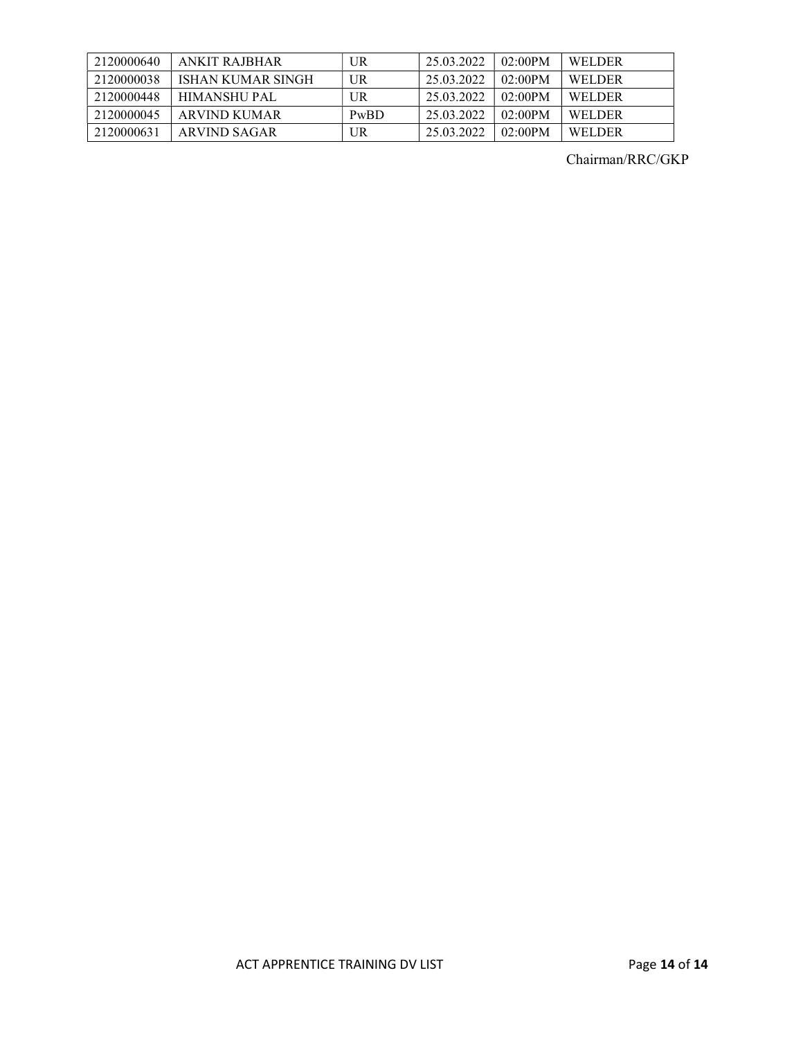| | | | | | |
|---|---|---|---|---|---|
| 2120000640 | ANKIT RAJBHAR | UR | 25.03.2022 | 02:00PM | WELDER |
| 2120000038 | ISHAN KUMAR SINGH | UR | 25.03.2022 | 02:00PM | WELDER |
| 2120000448 | HIMANSHU PAL | UR | 25.03.2022 | 02:00PM | WELDER |
| 2120000045 | ARVIND KUMAR | PwBD | 25.03.2022 | 02:00PM | WELDER |
| 2120000631 | ARVIND SAGAR | UR | 25.03.2022 | 02:00PM | WELDER |

Chairman/RRC/GKP